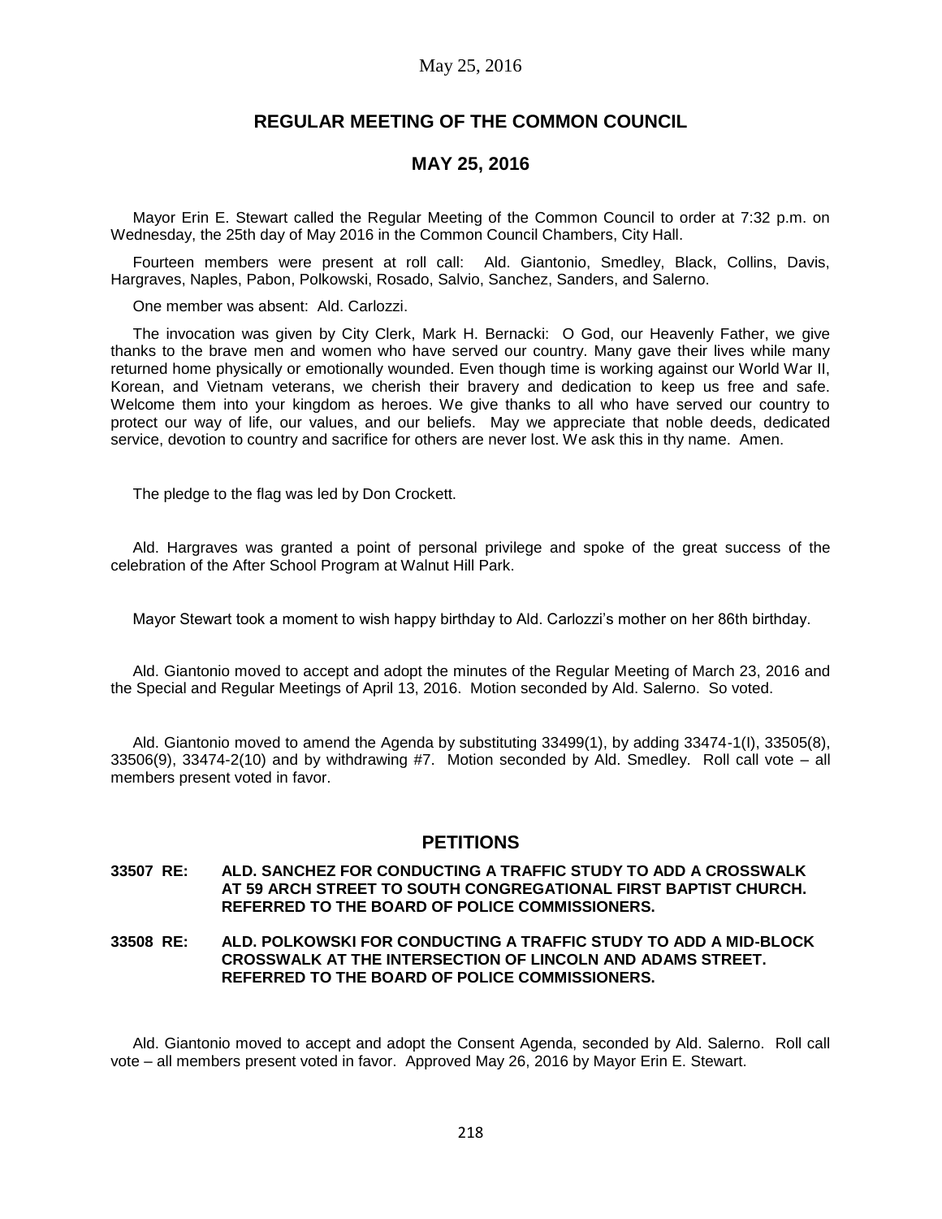## REGULAR MEETING OF THE COMMON COUNCIL

## MAY 25, 2016

Mayor Erin E. Stewart called the Regular Meeting of the Common Council to order at 7:32 p.m. on Wednesday, the 25th day of May 2016 in the Common Council Chambers, City Hall.

Fourteen members were present at roll call: Ald. Giantonio, Smedley, Black, Collins, Davis, Hargraves, Naples, Pabon, Polkowski, Rosado, Salvio, Sanchez, Sanders, and Salerno.

One member was absent: Ald. Carlozzi.

The invocation was given by City Clerk, Mark H. Bernacki: O God, our Heavenly Father, we give thanks to the brave men and women who have served our country. Many gave their lives while many returned home physically or emotionally wounded. Even though time is working against our World War II, Korean, and Vietnam veterans, we cherish their bravery and dedication to keep us free and safe. Welcome them into your kingdom as heroes. We give thanks to all who have served our country to protect our way of life, our values, and our beliefs. May we appreciate that noble deeds, dedicated service, devotion to country and sacrifice for others are never lost. We ask this in thy name. Amen.

The pledge to the flag was led by Don Crockett.

Ald. Hargraves was granted a point of personal privilege and spoke of the great success of the celebration of the After School Program at Walnut Hill Park.

Mayor Stewart took a moment to wish happy birthday to Ald. Carlozzi's mother on her 86th birthday.

Ald. Giantonio moved to accept and adopt the minutes of the Regular Meeting of March 23, 2016 and the Special and Regular Meetings of April 13, 2016. Motion seconded by Ald. Salerno. So voted.

Ald. Giantonio moved to amend the Agenda by substituting 33499(1), by adding 33474-1(I), 33505(8), 33506(9), 33474-2(10) and by withdrawing #7. Motion seconded by Ald. Smedley. Roll call vote – all members present voted in favor.

## PETITIONS

**33507 RE: ALD. SANCHEZ FOR CONDUCTING A TRAFFIC STUDY TO ADD A CROSSWALK AT 59 ARCH STREET TO SOUTH CONGREGATIONAL FIRST BAPTIST CHURCH. REFERRED TO THE BOARD OF POLICE COMMISSIONERS.**

**33508 RE: ALD. POLKOWSKI FOR CONDUCTING A TRAFFIC STUDY TO ADD A MID-BLOCK CROSSWALK AT THE INTERSECTION OF LINCOLN AND ADAMS STREET. REFERRED TO THE BOARD OF POLICE COMMISSIONERS.**

Ald. Giantonio moved to accept and adopt the Consent Agenda, seconded by Ald. Salerno. Roll call vote – all members present voted in favor. Approved May 26, 2016 by Mayor Erin E. Stewart.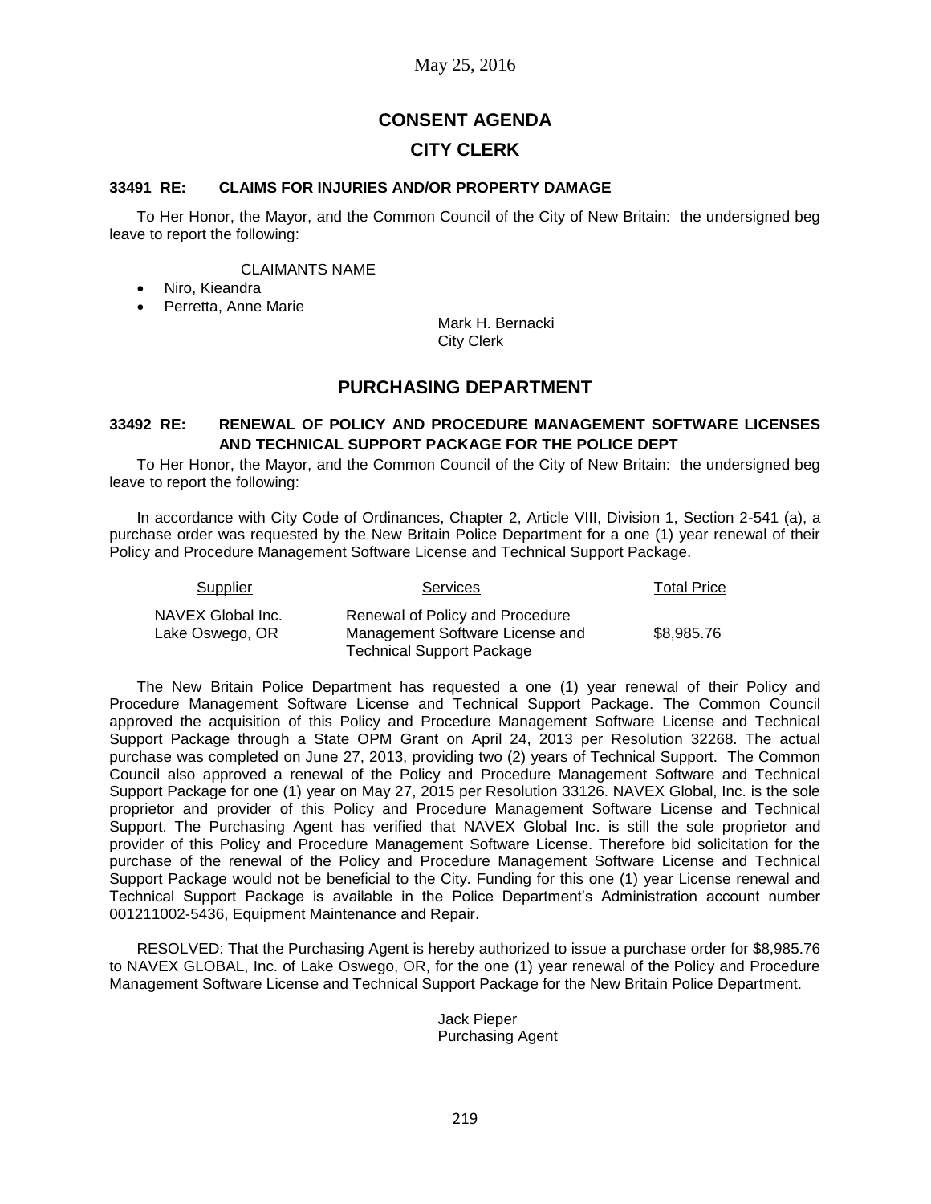May 25, 2016

# CONSENT AGENDA

## CITY CLERK

### 33491 RE: CLAIMS FOR INJURIES AND/OR PROPERTY DAMAGE

To Her Honor, the Mayor, and the Common Council of the City of New Britain: the undersigned beg leave to report the following:

CLAIMANTS NAME

- Niro, Kieandra
- Perretta, Anne Marie

Mark H. Bernacki
City Clerk

## PURCHASING DEPARTMENT

### 33492 RE: RENEWAL OF POLICY AND PROCEDURE MANAGEMENT SOFTWARE LICENSES AND TECHNICAL SUPPORT PACKAGE FOR THE POLICE DEPT

To Her Honor, the Mayor, and the Common Council of the City of New Britain: the undersigned beg leave to report the following:

In accordance with City Code of Ordinances, Chapter 2, Article VIII, Division 1, Section 2-541 (a), a purchase order was requested by the New Britain Police Department for a one (1) year renewal of their Policy and Procedure Management Software License and Technical Support Package.

| Supplier | Services | Total Price |
|---|---|---|
| NAVEX Global Inc. Lake Oswego, OR | Renewal of Policy and Procedure Management Software License and Technical Support Package | $8,985.76 |

The New Britain Police Department has requested a one (1) year renewal of their Policy and Procedure Management Software License and Technical Support Package. The Common Council approved the acquisition of this Policy and Procedure Management Software License and Technical Support Package through a State OPM Grant on April 24, 2013 per Resolution 32268. The actual purchase was completed on June 27, 2013, providing two (2) years of Technical Support. The Common Council also approved a renewal of the Policy and Procedure Management Software and Technical Support Package for one (1) year on May 27, 2015 per Resolution 33126. NAVEX Global, Inc. is the sole proprietor and provider of this Policy and Procedure Management Software License and Technical Support. The Purchasing Agent has verified that NAVEX Global Inc. is still the sole proprietor and provider of this Policy and Procedure Management Software License. Therefore bid solicitation for the purchase of the renewal of the Policy and Procedure Management Software License and Technical Support Package would not be beneficial to the City. Funding for this one (1) year License renewal and Technical Support Package is available in the Police Department's Administration account number 001211002-5436, Equipment Maintenance and Repair.

RESOLVED: That the Purchasing Agent is hereby authorized to issue a purchase order for $8,985.76 to NAVEX GLOBAL, Inc. of Lake Oswego, OR, for the one (1) year renewal of the Policy and Procedure Management Software License and Technical Support Package for the New Britain Police Department.

Jack Pieper
Purchasing Agent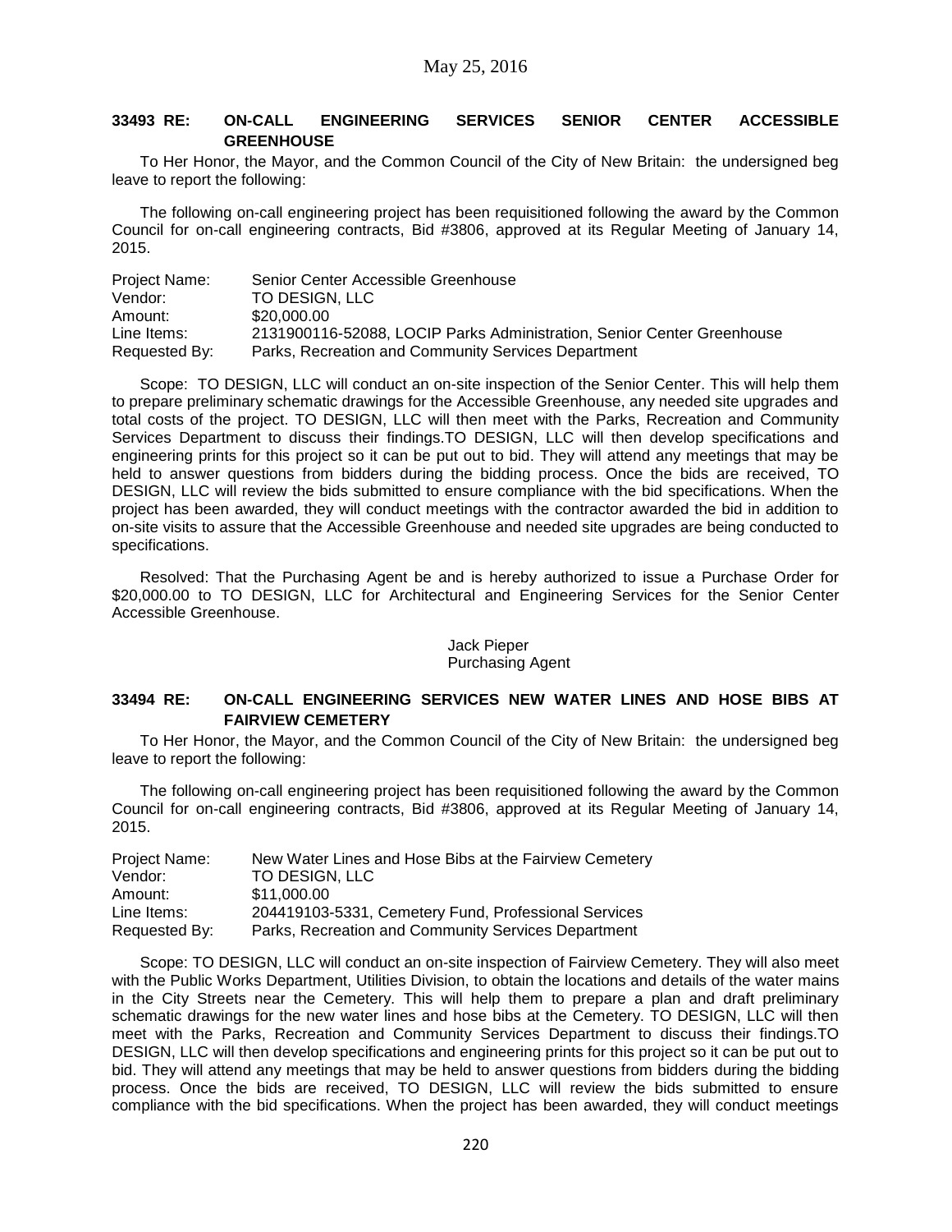### 33493 RE: ON-CALL ENGINEERING SERVICES SENIOR CENTER ACCESSIBLE GREENHOUSE

To Her Honor, the Mayor, and the Common Council of the City of New Britain: the undersigned beg leave to report the following:

The following on-call engineering project has been requisitioned following the award by the Common Council for on-call engineering contracts, Bid #3806, approved at its Regular Meeting of January 14, 2015.

| | |
|---|---|
| Project Name: | Senior Center Accessible Greenhouse |
| Vendor: | TO DESIGN, LLC |
| Amount: | $20,000.00 |
| Line Items: | 2131900116-52088, LOCIP Parks Administration, Senior Center Greenhouse |
| Requested By: | Parks, Recreation and Community Services Department |

Scope: TO DESIGN, LLC will conduct an on-site inspection of the Senior Center. This will help them to prepare preliminary schematic drawings for the Accessible Greenhouse, any needed site upgrades and total costs of the project. TO DESIGN, LLC will then meet with the Parks, Recreation and Community Services Department to discuss their findings.TO DESIGN, LLC will then develop specifications and engineering prints for this project so it can be put out to bid. They will attend any meetings that may be held to answer questions from bidders during the bidding process. Once the bids are received, TO DESIGN, LLC will review the bids submitted to ensure compliance with the bid specifications. When the project has been awarded, they will conduct meetings with the contractor awarded the bid in addition to on-site visits to assure that the Accessible Greenhouse and needed site upgrades are being conducted to specifications.

Resolved: That the Purchasing Agent be and is hereby authorized to issue a Purchase Order for $20,000.00 to TO DESIGN, LLC for Architectural and Engineering Services for the Senior Center Accessible Greenhouse.

Jack Pieper
Purchasing Agent

### 33494 RE: ON-CALL ENGINEERING SERVICES NEW WATER LINES AND HOSE BIBS AT FAIRVIEW CEMETERY

To Her Honor, the Mayor, and the Common Council of the City of New Britain: the undersigned beg leave to report the following:

The following on-call engineering project has been requisitioned following the award by the Common Council for on-call engineering contracts, Bid #3806, approved at its Regular Meeting of January 14, 2015.

| | |
|---|---|
| Project Name: | New Water Lines and Hose Bibs at the Fairview Cemetery |
| Vendor: | TO DESIGN, LLC |
| Amount: | $11,000.00 |
| Line Items: | 204419103-5331, Cemetery Fund, Professional Services |
| Requested By: | Parks, Recreation and Community Services Department |

Scope: TO DESIGN, LLC will conduct an on-site inspection of Fairview Cemetery. They will also meet with the Public Works Department, Utilities Division, to obtain the locations and details of the water mains in the City Streets near the Cemetery. This will help them to prepare a plan and draft preliminary schematic drawings for the new water lines and hose bibs at the Cemetery. TO DESIGN, LLC will then meet with the Parks, Recreation and Community Services Department to discuss their findings.TO DESIGN, LLC will then develop specifications and engineering prints for this project so it can be put out to bid. They will attend any meetings that may be held to answer questions from bidders during the bidding process. Once the bids are received, TO DESIGN, LLC will review the bids submitted to ensure compliance with the bid specifications. When the project has been awarded, they will conduct meetings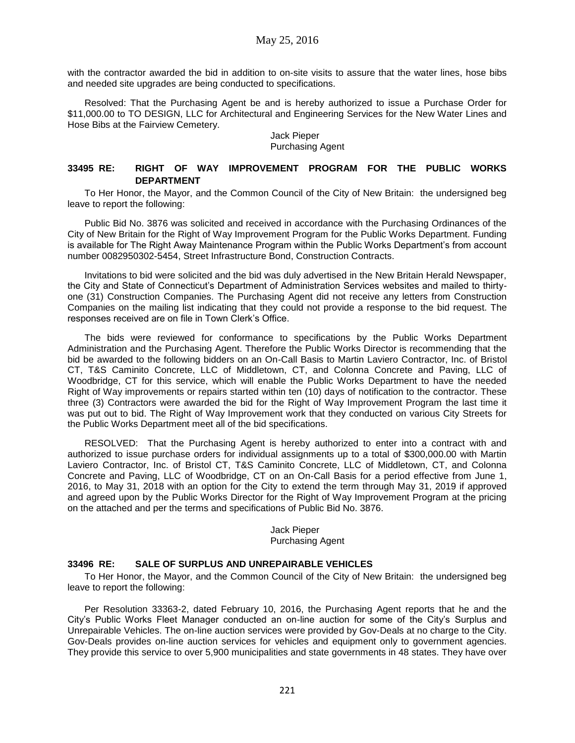with the contractor awarded the bid in addition to on-site visits to assure that the water lines, hose bibs and needed site upgrades are being conducted to specifications.

Resolved: That the Purchasing Agent be and is hereby authorized to issue a Purchase Order for $11,000.00 to TO DESIGN, LLC for Architectural and Engineering Services for the New Water Lines and Hose Bibs at the Fairview Cemetery.

Jack Pieper
Purchasing Agent

**33495 RE: RIGHT OF WAY IMPROVEMENT PROGRAM FOR THE PUBLIC WORKS DEPARTMENT**

To Her Honor, the Mayor, and the Common Council of the City of New Britain: the undersigned beg leave to report the following:

Public Bid No. 3876 was solicited and received in accordance with the Purchasing Ordinances of the City of New Britain for the Right of Way Improvement Program for the Public Works Department. Funding is available for The Right Away Maintenance Program within the Public Works Department's from account number 0082950302-5454, Street Infrastructure Bond, Construction Contracts.

Invitations to bid were solicited and the bid was duly advertised in the New Britain Herald Newspaper, the City and State of Connecticut's Department of Administration Services websites and mailed to thirty-one (31) Construction Companies. The Purchasing Agent did not receive any letters from Construction Companies on the mailing list indicating that they could not provide a response to the bid request. The responses received are on file in Town Clerk's Office.

The bids were reviewed for conformance to specifications by the Public Works Department Administration and the Purchasing Agent. Therefore the Public Works Director is recommending that the bid be awarded to the following bidders on an On-Call Basis to Martin Laviero Contractor, Inc. of Bristol CT, T&S Caminito Concrete, LLC of Middletown, CT, and Colonna Concrete and Paving, LLC of Woodbridge, CT for this service, which will enable the Public Works Department to have the needed Right of Way improvements or repairs started within ten (10) days of notification to the contractor. These three (3) Contractors were awarded the bid for the Right of Way Improvement Program the last time it was put out to bid. The Right of Way Improvement work that they conducted on various City Streets for the Public Works Department meet all of the bid specifications.

RESOLVED: That the Purchasing Agent is hereby authorized to enter into a contract with and authorized to issue purchase orders for individual assignments up to a total of $300,000.00 with Martin Laviero Contractor, Inc. of Bristol CT, T&S Caminito Concrete, LLC of Middletown, CT, and Colonna Concrete and Paving, LLC of Woodbridge, CT on an On-Call Basis for a period effective from June 1, 2016, to May 31, 2018 with an option for the City to extend the term through May 31, 2019 if approved and agreed upon by the Public Works Director for the Right of Way Improvement Program at the pricing on the attached and per the terms and specifications of Public Bid No. 3876.

Jack Pieper
Purchasing Agent

**33496 RE: SALE OF SURPLUS AND UNREPAIRABLE VEHICLES**

To Her Honor, the Mayor, and the Common Council of the City of New Britain: the undersigned beg leave to report the following:

Per Resolution 33363-2, dated February 10, 2016, the Purchasing Agent reports that he and the City's Public Works Fleet Manager conducted an on-line auction for some of the City's Surplus and Unrepairable Vehicles. The on-line auction services were provided by Gov-Deals at no charge to the City. Gov-Deals provides on-line auction services for vehicles and equipment only to government agencies. They provide this service to over 5,900 municipalities and state governments in 48 states. They have over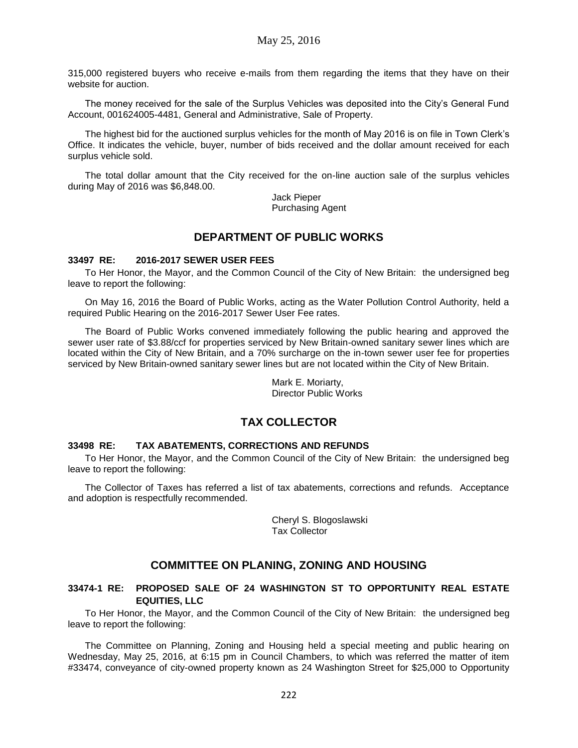315,000 registered buyers who receive e-mails from them regarding the items that they have on their website for auction.

The money received for the sale of the Surplus Vehicles was deposited into the City's General Fund Account, 001624005-4481, General and Administrative, Sale of Property.

The highest bid for the auctioned surplus vehicles for the month of May 2016 is on file in Town Clerk's Office. It indicates the vehicle, buyer, number of bids received and the dollar amount received for each surplus vehicle sold.

The total dollar amount that the City received for the on-line auction sale of the surplus vehicles during May of 2016 was $6,848.00.

Jack Pieper
Purchasing Agent

## DEPARTMENT OF PUBLIC WORKS

**33497 RE: 2016-2017 SEWER USER FEES**

To Her Honor, the Mayor, and the Common Council of the City of New Britain: the undersigned beg leave to report the following:

On May 16, 2016 the Board of Public Works, acting as the Water Pollution Control Authority, held a required Public Hearing on the 2016-2017 Sewer User Fee rates.

The Board of Public Works convened immediately following the public hearing and approved the sewer user rate of $3.88/ccf for properties serviced by New Britain-owned sanitary sewer lines which are located within the City of New Britain, and a 70% surcharge on the in-town sewer user fee for properties serviced by New Britain-owned sanitary sewer lines but are not located within the City of New Britain.

Mark E. Moriarty,
Director Public Works

## TAX COLLECTOR

**33498 RE: TAX ABATEMENTS, CORRECTIONS AND REFUNDS**

To Her Honor, the Mayor, and the Common Council of the City of New Britain: the undersigned beg leave to report the following:

The Collector of Taxes has referred a list of tax abatements, corrections and refunds. Acceptance and adoption is respectfully recommended.

Cheryl S. Blogoslawski
Tax Collector

## COMMITTEE ON PLANING, ZONING AND HOUSING

**33474-1 RE: PROPOSED SALE OF 24 WASHINGTON ST TO OPPORTUNITY REAL ESTATE EQUITIES, LLC**

To Her Honor, the Mayor, and the Common Council of the City of New Britain: the undersigned beg leave to report the following:

The Committee on Planning, Zoning and Housing held a special meeting and public hearing on Wednesday, May 25, 2016, at 6:15 pm in Council Chambers, to which was referred the matter of item #33474, conveyance of city-owned property known as 24 Washington Street for $25,000 to Opportunity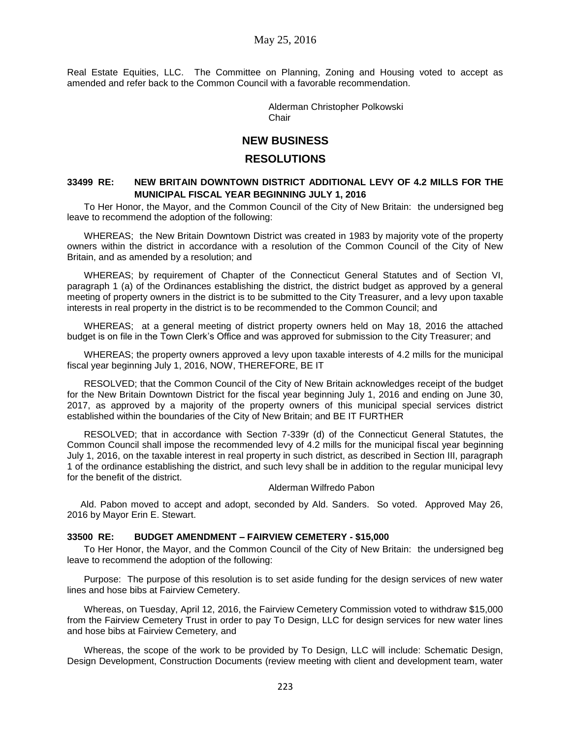Real Estate Equities, LLC. The Committee on Planning, Zoning and Housing voted to accept as amended and refer back to the Common Council with a favorable recommendation.

Alderman Christopher Polkowski
Chair

## NEW BUSINESS

## RESOLUTIONS

### 33499 RE: NEW BRITAIN DOWNTOWN DISTRICT ADDITIONAL LEVY OF 4.2 MILLS FOR THE MUNICIPAL FISCAL YEAR BEGINNING JULY 1, 2016

To Her Honor, the Mayor, and the Common Council of the City of New Britain: the undersigned beg leave to recommend the adoption of the following:

WHEREAS; the New Britain Downtown District was created in 1983 by majority vote of the property owners within the district in accordance with a resolution of the Common Council of the City of New Britain, and as amended by a resolution; and

WHEREAS; by requirement of Chapter of the Connecticut General Statutes and of Section VI, paragraph 1 (a) of the Ordinances establishing the district, the district budget as approved by a general meeting of property owners in the district is to be submitted to the City Treasurer, and a levy upon taxable interests in real property in the district is to be recommended to the Common Council; and

WHEREAS; at a general meeting of district property owners held on May 18, 2016 the attached budget is on file in the Town Clerk's Office and was approved for submission to the City Treasurer; and

WHEREAS; the property owners approved a levy upon taxable interests of 4.2 mills for the municipal fiscal year beginning July 1, 2016, NOW, THEREFORE, BE IT

RESOLVED; that the Common Council of the City of New Britain acknowledges receipt of the budget for the New Britain Downtown District for the fiscal year beginning July 1, 2016 and ending on June 30, 2017, as approved by a majority of the property owners of this municipal special services district established within the boundaries of the City of New Britain; and BE IT FURTHER

RESOLVED; that in accordance with Section 7-339r (d) of the Connecticut General Statutes, the Common Council shall impose the recommended levy of 4.2 mills for the municipal fiscal year beginning July 1, 2016, on the taxable interest in real property in such district, as described in Section III, paragraph 1 of the ordinance establishing the district, and such levy shall be in addition to the regular municipal levy for the benefit of the district.

Alderman Wilfredo Pabon

Ald. Pabon moved to accept and adopt, seconded by Ald. Sanders. So voted. Approved May 26, 2016 by Mayor Erin E. Stewart.

### 33500 RE: BUDGET AMENDMENT – FAIRVIEW CEMETERY - $15,000

To Her Honor, the Mayor, and the Common Council of the City of New Britain: the undersigned beg leave to recommend the adoption of the following:

Purpose: The purpose of this resolution is to set aside funding for the design services of new water lines and hose bibs at Fairview Cemetery.

Whereas, on Tuesday, April 12, 2016, the Fairview Cemetery Commission voted to withdraw $15,000 from the Fairview Cemetery Trust in order to pay To Design, LLC for design services for new water lines and hose bibs at Fairview Cemetery, and

Whereas, the scope of the work to be provided by To Design, LLC will include: Schematic Design, Design Development, Construction Documents (review meeting with client and development team, water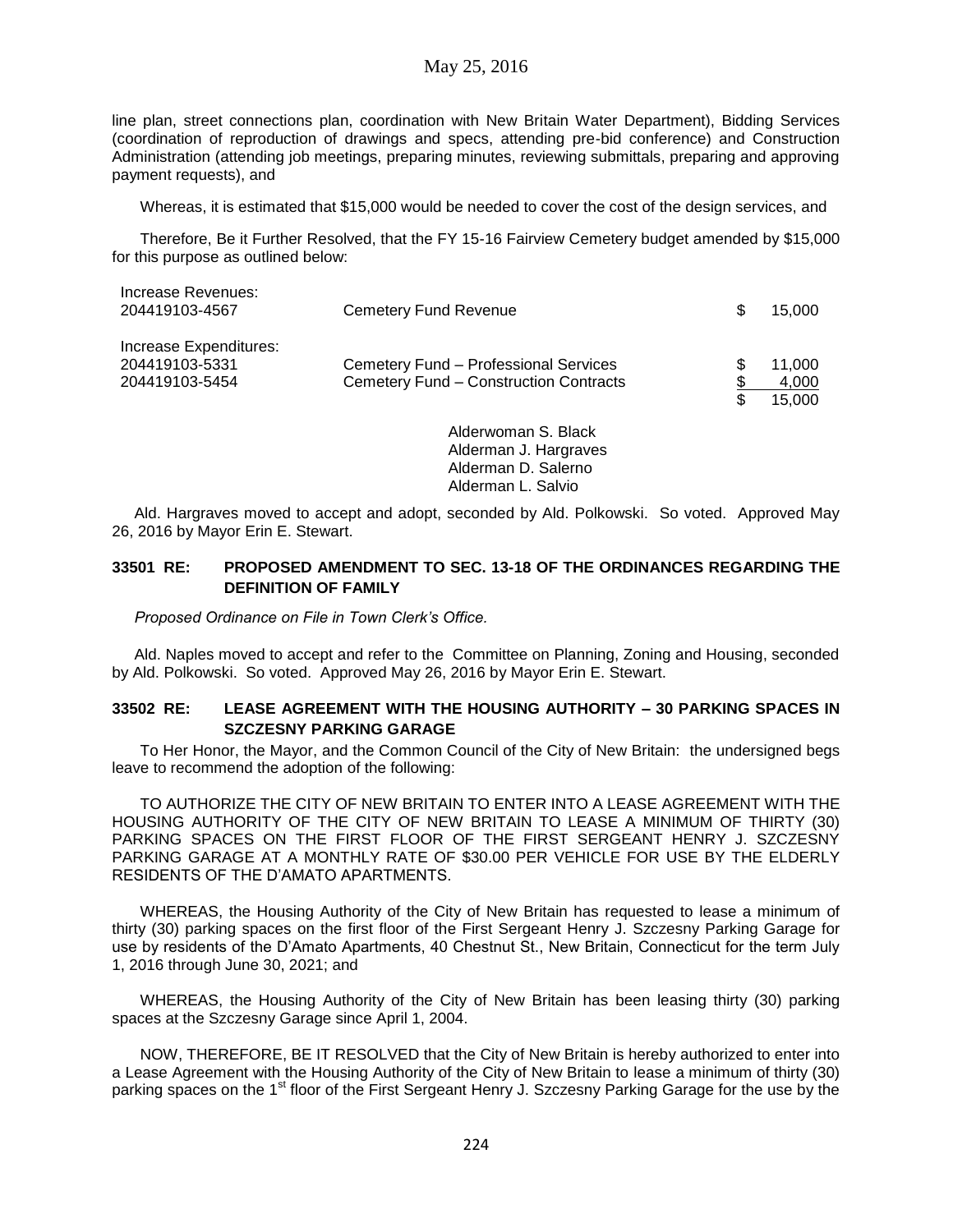line plan, street connections plan, coordination with New Britain Water Department), Bidding Services (coordination of reproduction of drawings and specs, attending pre-bid conference) and Construction Administration (attending job meetings, preparing minutes, reviewing submittals, preparing and approving payment requests), and

Whereas, it is estimated that $15,000 would be needed to cover the cost of the design services, and

Therefore, Be it Further Resolved, that the FY 15-16 Fairview Cemetery budget amended by $15,000 for this purpose as outlined below:

| | | | |
|---|---|---|---|
| Increase Revenues: | | | |
| 204419103-4567 | Cemetery Fund Revenue | $ | 15,000 |
| Increase Expenditures: | | | |
| 204419103-5331 | Cemetery Fund – Professional Services | $ | 11,000 |
| 204419103-5454 | Cemetery Fund – Construction Contracts | $ | 4,000 |
| | | $ | 15,000 |

Alderwoman S. Black
Alderman J. Hargraves
Alderman D. Salerno
Alderman L. Salvio

Ald. Hargraves moved to accept and adopt, seconded by Ald. Polkowski. So voted. Approved May 26, 2016 by Mayor Erin E. Stewart.

### 33501 RE: PROPOSED AMENDMENT TO SEC. 13-18 OF THE ORDINANCES REGARDING THE DEFINITION OF FAMILY

*Proposed Ordinance on File in Town Clerk's Office.*

Ald. Naples moved to accept and refer to the Committee on Planning, Zoning and Housing, seconded by Ald. Polkowski. So voted. Approved May 26, 2016 by Mayor Erin E. Stewart.

### 33502 RE: LEASE AGREEMENT WITH THE HOUSING AUTHORITY – 30 PARKING SPACES IN SZCZESNY PARKING GARAGE

To Her Honor, the Mayor, and the Common Council of the City of New Britain: the undersigned begs leave to recommend the adoption of the following:

TO AUTHORIZE THE CITY OF NEW BRITAIN TO ENTER INTO A LEASE AGREEMENT WITH THE HOUSING AUTHORITY OF THE CITY OF NEW BRITAIN TO LEASE A MINIMUM OF THIRTY (30) PARKING SPACES ON THE FIRST FLOOR OF THE FIRST SERGEANT HENRY J. SZCZESNY PARKING GARAGE AT A MONTHLY RATE OF $30.00 PER VEHICLE FOR USE BY THE ELDERLY RESIDENTS OF THE D'AMATO APARTMENTS.

WHEREAS, the Housing Authority of the City of New Britain has requested to lease a minimum of thirty (30) parking spaces on the first floor of the First Sergeant Henry J. Szczesny Parking Garage for use by residents of the D'Amato Apartments, 40 Chestnut St., New Britain, Connecticut for the term July 1, 2016 through June 30, 2021; and

WHEREAS, the Housing Authority of the City of New Britain has been leasing thirty (30) parking spaces at the Szczesny Garage since April 1, 2004.

NOW, THEREFORE, BE IT RESOLVED that the City of New Britain is hereby authorized to enter into a Lease Agreement with the Housing Authority of the City of New Britain to lease a minimum of thirty (30) parking spaces on the 1st floor of the First Sergeant Henry J. Szczesny Parking Garage for the use by the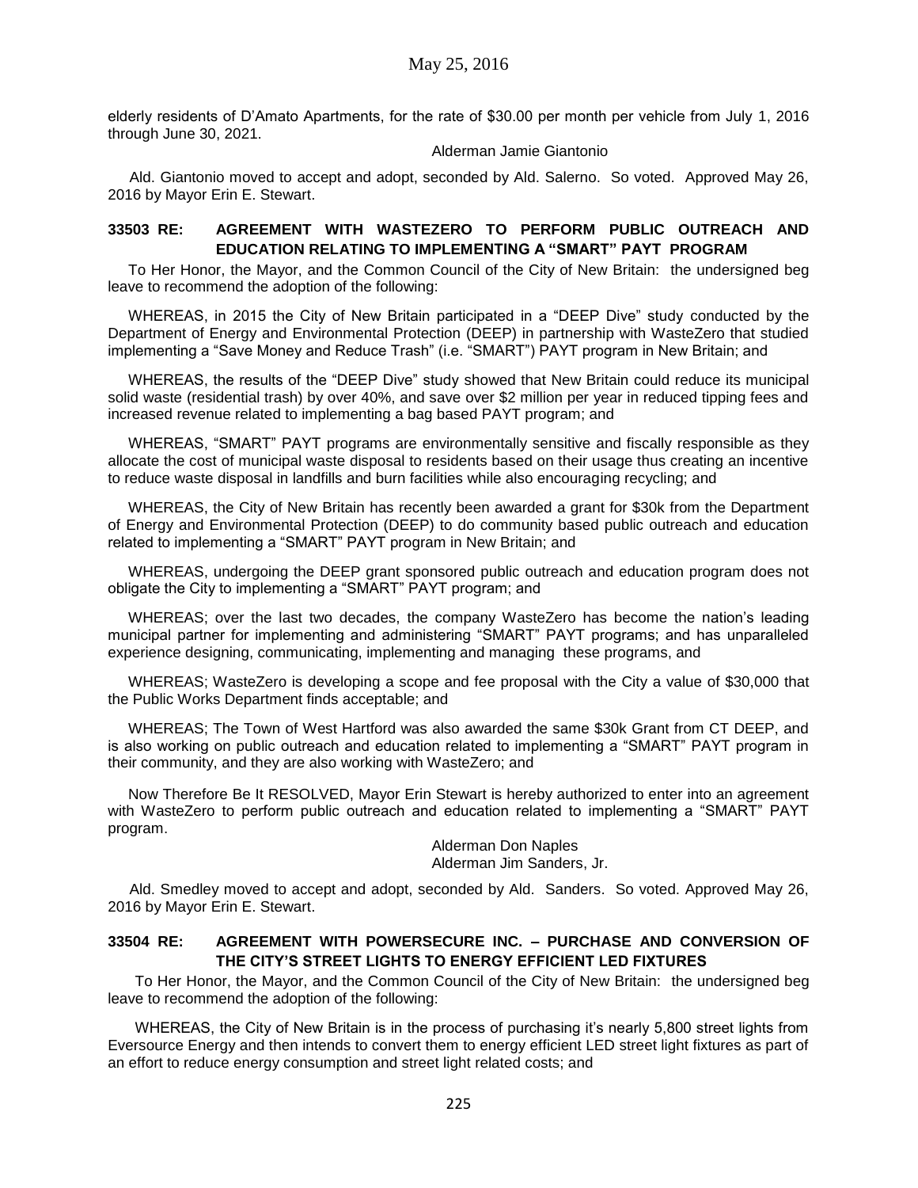elderly residents of D'Amato Apartments, for the rate of $30.00 per month per vehicle from July 1, 2016 through June 30, 2021.

Alderman Jamie Giantonio

Ald. Giantonio moved to accept and adopt, seconded by Ald. Salerno. So voted. Approved May 26, 2016 by Mayor Erin E. Stewart.

**33503 RE: AGREEMENT WITH WASTEZERO TO PERFORM PUBLIC OUTREACH AND EDUCATION RELATING TO IMPLEMENTING A "SMART" PAYT PROGRAM**

To Her Honor, the Mayor, and the Common Council of the City of New Britain: the undersigned beg leave to recommend the adoption of the following:

WHEREAS, in 2015 the City of New Britain participated in a "DEEP Dive" study conducted by the Department of Energy and Environmental Protection (DEEP) in partnership with WasteZero that studied implementing a "Save Money and Reduce Trash" (i.e. "SMART") PAYT program in New Britain; and

WHEREAS, the results of the "DEEP Dive" study showed that New Britain could reduce its municipal solid waste (residential trash) by over 40%, and save over $2 million per year in reduced tipping fees and increased revenue related to implementing a bag based PAYT program; and

WHEREAS, "SMART" PAYT programs are environmentally sensitive and fiscally responsible as they allocate the cost of municipal waste disposal to residents based on their usage thus creating an incentive to reduce waste disposal in landfills and burn facilities while also encouraging recycling; and

WHEREAS, the City of New Britain has recently been awarded a grant for $30k from the Department of Energy and Environmental Protection (DEEP) to do community based public outreach and education related to implementing a "SMART" PAYT program in New Britain; and

WHEREAS, undergoing the DEEP grant sponsored public outreach and education program does not obligate the City to implementing a "SMART" PAYT program; and

WHEREAS; over the last two decades, the company WasteZero has become the nation's leading municipal partner for implementing and administering "SMART" PAYT programs; and has unparalleled experience designing, communicating, implementing and managing these programs, and

WHEREAS; WasteZero is developing a scope and fee proposal with the City a value of $30,000 that the Public Works Department finds acceptable; and

WHEREAS; The Town of West Hartford was also awarded the same $30k Grant from CT DEEP, and is also working on public outreach and education related to implementing a "SMART" PAYT program in their community, and they are also working with WasteZero; and

Now Therefore Be It RESOLVED, Mayor Erin Stewart is hereby authorized to enter into an agreement with WasteZero to perform public outreach and education related to implementing a "SMART" PAYT program.

Alderman Don Naples
Alderman Jim Sanders, Jr.

Ald. Smedley moved to accept and adopt, seconded by Ald. Sanders. So voted. Approved May 26, 2016 by Mayor Erin E. Stewart.

**33504 RE: AGREEMENT WITH POWERSECURE INC. – PURCHASE AND CONVERSION OF THE CITY'S STREET LIGHTS TO ENERGY EFFICIENT LED FIXTURES**

To Her Honor, the Mayor, and the Common Council of the City of New Britain: the undersigned beg leave to recommend the adoption of the following:

WHEREAS, the City of New Britain is in the process of purchasing it's nearly 5,800 street lights from Eversource Energy and then intends to convert them to energy efficient LED street light fixtures as part of an effort to reduce energy consumption and street light related costs; and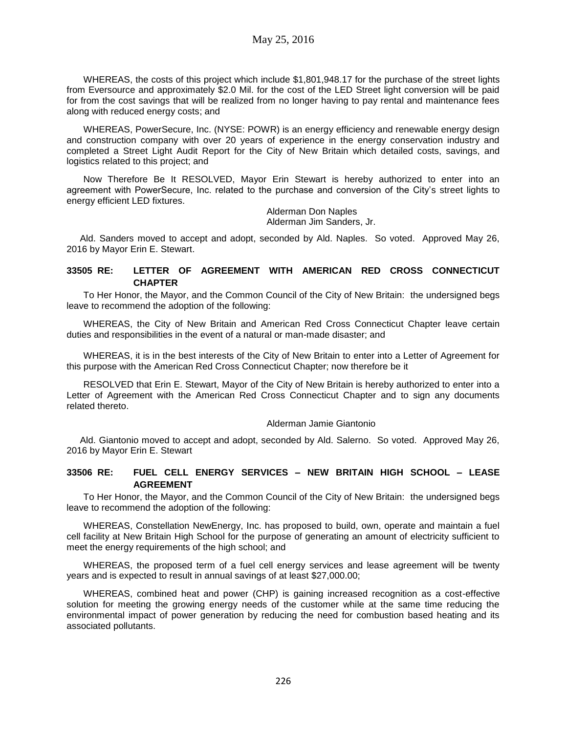WHEREAS, the costs of this project which include $1,801,948.17 for the purchase of the street lights from Eversource and approximately $2.0 Mil. for the cost of the LED Street light conversion will be paid for from the cost savings that will be realized from no longer having to pay rental and maintenance fees along with reduced energy costs; and

WHEREAS, PowerSecure, Inc. (NYSE: POWR) is an energy efficiency and renewable energy design and construction company with over 20 years of experience in the energy conservation industry and completed a Street Light Audit Report for the City of New Britain which detailed costs, savings, and logistics related to this project; and

Now Therefore Be It RESOLVED, Mayor Erin Stewart is hereby authorized to enter into an agreement with PowerSecure, Inc. related to the purchase and conversion of the City's street lights to energy efficient LED fixtures.

Alderman Don Naples
Alderman Jim Sanders, Jr.

Ald. Sanders moved to accept and adopt, seconded by Ald. Naples. So voted. Approved May 26, 2016 by Mayor Erin E. Stewart.

### 33505 RE: LETTER OF AGREEMENT WITH AMERICAN RED CROSS CONNECTICUT CHAPTER

To Her Honor, the Mayor, and the Common Council of the City of New Britain: the undersigned begs leave to recommend the adoption of the following:

WHEREAS, the City of New Britain and American Red Cross Connecticut Chapter leave certain duties and responsibilities in the event of a natural or man-made disaster; and

WHEREAS, it is in the best interests of the City of New Britain to enter into a Letter of Agreement for this purpose with the American Red Cross Connecticut Chapter; now therefore be it

RESOLVED that Erin E. Stewart, Mayor of the City of New Britain is hereby authorized to enter into a Letter of Agreement with the American Red Cross Connecticut Chapter and to sign any documents related thereto.

Alderman Jamie Giantonio

Ald. Giantonio moved to accept and adopt, seconded by Ald. Salerno. So voted. Approved May 26, 2016 by Mayor Erin E. Stewart

### 33506 RE: FUEL CELL ENERGY SERVICES – NEW BRITAIN HIGH SCHOOL – LEASE AGREEMENT

To Her Honor, the Mayor, and the Common Council of the City of New Britain: the undersigned begs leave to recommend the adoption of the following:

WHEREAS, Constellation NewEnergy, Inc. has proposed to build, own, operate and maintain a fuel cell facility at New Britain High School for the purpose of generating an amount of electricity sufficient to meet the energy requirements of the high school; and

WHEREAS, the proposed term of a fuel cell energy services and lease agreement will be twenty years and is expected to result in annual savings of at least $27,000.00;

WHEREAS, combined heat and power (CHP) is gaining increased recognition as a cost-effective solution for meeting the growing energy needs of the customer while at the same time reducing the environmental impact of power generation by reducing the need for combustion based heating and its associated pollutants.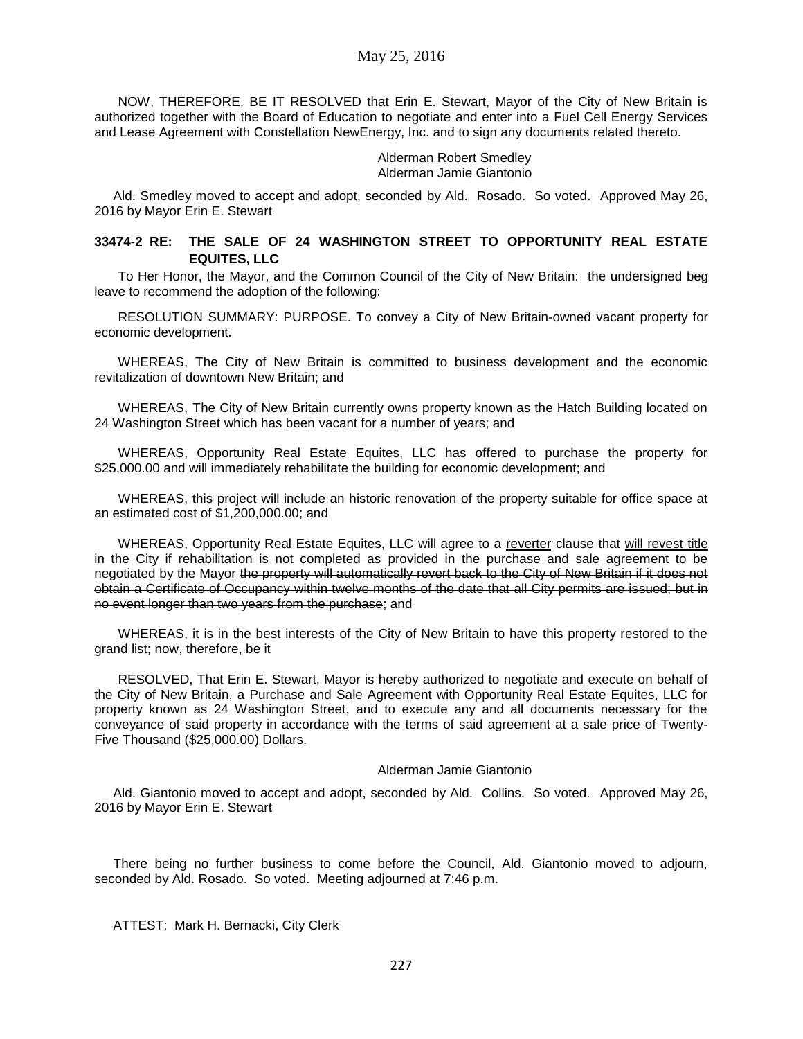NOW, THEREFORE, BE IT RESOLVED that Erin E. Stewart, Mayor of the City of New Britain is authorized together with the Board of Education to negotiate and enter into a Fuel Cell Energy Services and Lease Agreement with Constellation NewEnergy, Inc. and to sign any documents related thereto.

Alderman Robert Smedley
Alderman Jamie Giantonio

Ald. Smedley moved to accept and adopt, seconded by Ald. Rosado. So voted. Approved May 26, 2016 by Mayor Erin E. Stewart

**33474-2 RE: THE SALE OF 24 WASHINGTON STREET TO OPPORTUNITY REAL ESTATE EQUITES, LLC**

To Her Honor, the Mayor, and the Common Council of the City of New Britain: the undersigned beg leave to recommend the adoption of the following:

RESOLUTION SUMMARY: PURPOSE. To convey a City of New Britain-owned vacant property for economic development.

WHEREAS, The City of New Britain is committed to business development and the economic revitalization of downtown New Britain; and

WHEREAS, The City of New Britain currently owns property known as the Hatch Building located on 24 Washington Street which has been vacant for a number of years; and

WHEREAS, Opportunity Real Estate Equites, LLC has offered to purchase the property for $25,000.00 and will immediately rehabilitate the building for economic development; and

WHEREAS, this project will include an historic renovation of the property suitable for office space at an estimated cost of $1,200,000.00; and

WHEREAS, Opportunity Real Estate Equites, LLC will agree to a <u>reverter</u> clause that <u>will revest title in the City if rehabilitation is not completed as provided in the purchase and sale agreement to be negotiated by the Mayor</u> ~~the property will automatically revert back to the City of New Britain if it does not obtain a Certificate of Occupancy within twelve months of the date that all City permits are issued; but in no event longer than two years from the purchase~~; and

WHEREAS, it is in the best interests of the City of New Britain to have this property restored to the grand list; now, therefore, be it

RESOLVED, That Erin E. Stewart, Mayor is hereby authorized to negotiate and execute on behalf of the City of New Britain, a Purchase and Sale Agreement with Opportunity Real Estate Equites, LLC for property known as 24 Washington Street, and to execute any and all documents necessary for the conveyance of said property in accordance with the terms of said agreement at a sale price of Twenty-Five Thousand ($25,000.00) Dollars.

Alderman Jamie Giantonio

Ald. Giantonio moved to accept and adopt, seconded by Ald. Collins. So voted. Approved May 26, 2016 by Mayor Erin E. Stewart

There being no further business to come before the Council, Ald. Giantonio moved to adjourn, seconded by Ald. Rosado. So voted. Meeting adjourned at 7:46 p.m.

ATTEST: Mark H. Bernacki, City Clerk